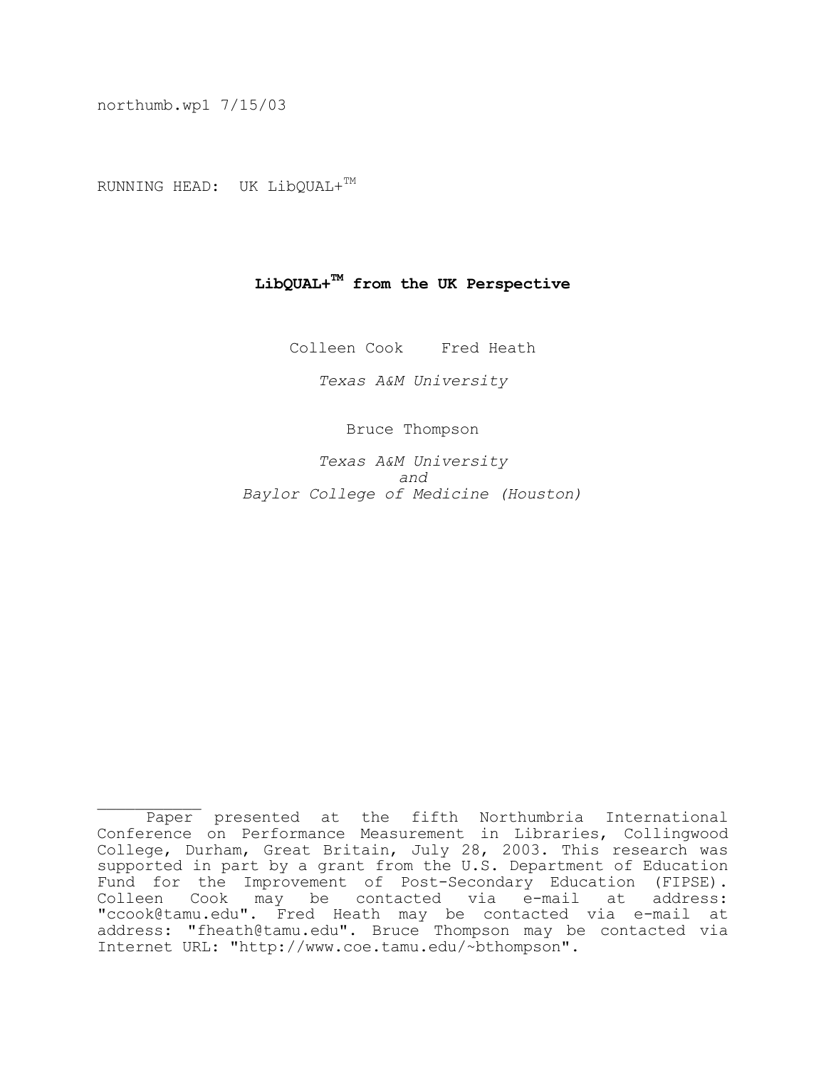northumb.wp1 7/15/03

RUNNING HEAD: UK LibQUAL+™

# LibQUAL+™ from the UK Perspective

Colleen Cook Fred Heath

*Texas A&M University*

Bruce Thompson

*Texas A&M University*
*and*
*Baylor College of Medicine (Houston)*

---

Paper presented at the fifth Northumbria International Conference on Performance Measurement in Libraries, Collingwood College, Durham, Great Britain, July 28, 2003. This research was supported in part by a grant from the U.S. Department of Education Fund for the Improvement of Post-Secondary Education (FIPSE). Colleen Cook may be contacted via e-mail at address: "ccook@tamu.edu". Fred Heath may be contacted via e-mail at address: "fheath@tamu.edu". Bruce Thompson may be contacted via Internet URL: "http://www.coe.tamu.edu/~bthompson".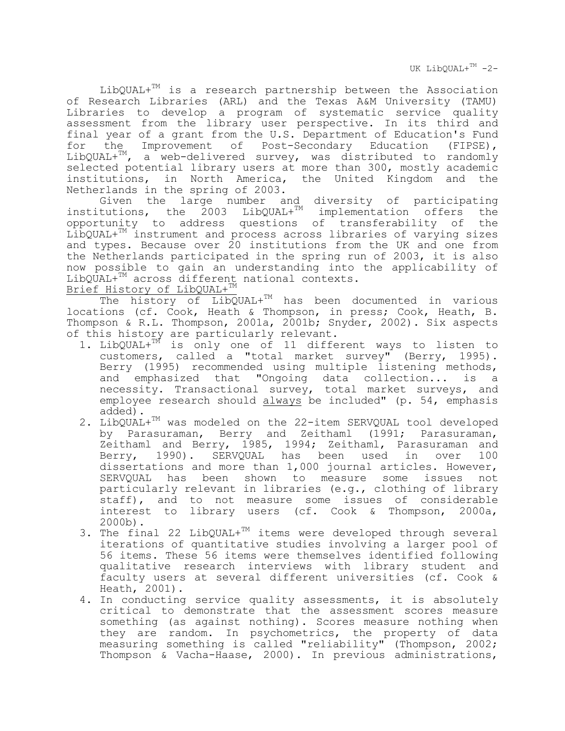LibQUAL+™ is a research partnership between the Association of Research Libraries (ARL) and the Texas A&M University (TAMU) Libraries to develop a program of systematic service quality assessment from the library user perspective. In its third and final year of a grant from the U.S. Department of Education's Fund for the Improvement of Post-Secondary Education (FIPSE), LibQUAL+™, a web-delivered survey, was distributed to randomly selected potential library users at more than 300, mostly academic institutions, in North America, the United Kingdom and the Netherlands in the spring of 2003.

Given the large number and diversity of participating institutions, the 2003 LibQUAL+™ implementation offers the opportunity to address questions of transferability of the LibQUAL+™ instrument and process across libraries of varying sizes and types. Because over 20 institutions from the UK and one from the Netherlands participated in the spring run of 2003, it is also now possible to gain an understanding into the applicability of LibQUAL+™ across different national contexts.

## Brief History of LibQUAL+™

The history of LibQUAL+™ has been documented in various locations (cf. Cook, Heath & Thompson, in press; Cook, Heath, B. Thompson & R.L. Thompson, 2001a, 2001b; Snyder, 2002). Six aspects of this history are particularly relevant.

1. LibQUAL+™ is only one of 11 different ways to listen to customers, called a "total market survey" (Berry, 1995). Berry (1995) recommended using multiple listening methods, and emphasized that "Ongoing data collection... is a necessity. Transactional survey, total market surveys, and employee research should always be included" (p. 54, emphasis added).
2. LibQUAL+™ was modeled on the 22-item SERVQUAL tool developed by Parasuraman, Berry and Zeithaml (1991; Parasuraman, Zeithaml and Berry, 1985, 1994; Zeithaml, Parasuraman and Berry, 1990). SERVQUAL has been used in over 100 dissertations and more than 1,000 journal articles. However, SERVQUAL has been shown to measure some issues not particularly relevant in libraries (e.g., clothing of library staff), and to not measure some issues of considerable interest to library users (cf. Cook & Thompson, 2000a, 2000b).
3. The final 22 LibQUAL+™ items were developed through several iterations of quantitative studies involving a larger pool of 56 items. These 56 items were themselves identified following qualitative research interviews with library student and faculty users at several different universities (cf. Cook & Heath, 2001).
4. In conducting service quality assessments, it is absolutely critical to demonstrate that the assessment scores measure something (as against nothing). Scores measure nothing when they are random. In psychometrics, the property of data measuring something is called "reliability" (Thompson, 2002; Thompson & Vacha-Haase, 2000). In previous administrations,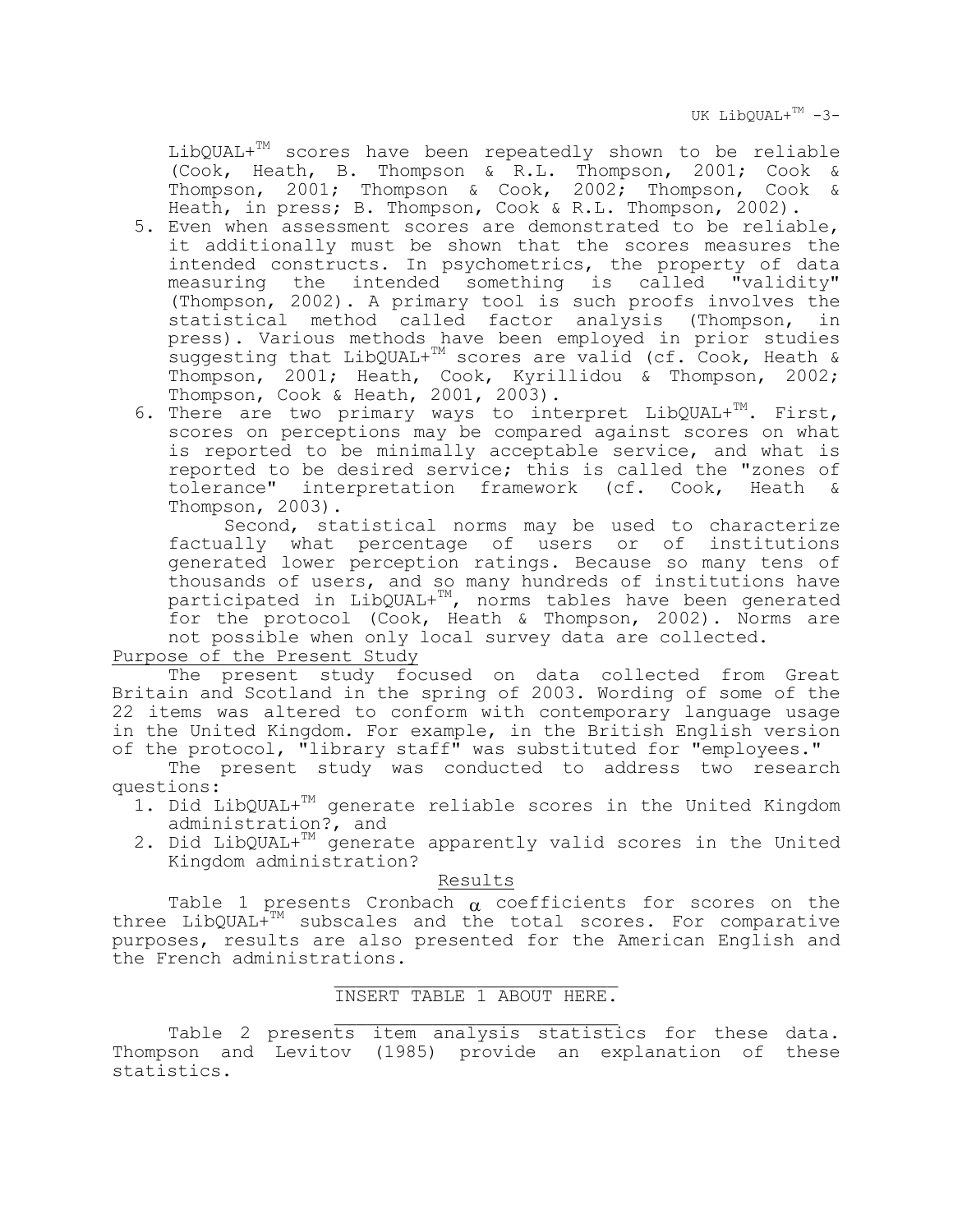LibQUAL+™ scores have been repeatedly shown to be reliable (Cook, Heath, B. Thompson & R.L. Thompson, 2001; Cook & Thompson, 2001; Thompson & Cook, 2002; Thompson, Cook & Heath, in press; B. Thompson, Cook & R.L. Thompson, 2002).

5. Even when assessment scores are demonstrated to be reliable, it additionally must be shown that the scores measures the intended constructs. In psychometrics, the property of data measuring the intended something is called "validity" (Thompson, 2002). A primary tool is such proofs involves the statistical method called factor analysis (Thompson, in press). Various methods have been employed in prior studies suggesting that LibQUAL+™ scores are valid (cf. Cook, Heath & Thompson, 2001; Heath, Cook, Kyrillidou & Thompson, 2002; Thompson, Cook & Heath, 2001, 2003).
6. There are two primary ways to interpret LibQUAL+™. First, scores on perceptions may be compared against scores on what is reported to be minimally acceptable service, and what is reported to be desired service; this is called the "zones of tolerance" interpretation framework (cf. Cook, Heath & Thompson, 2003).

   Second, statistical norms may be used to characterize factually what percentage of users or of institutions generated lower perception ratings. Because so many tens of thousands of users, and so many hundreds of institutions have participated in LibQUAL+™, norms tables have been generated for the protocol (Cook, Heath & Thompson, 2002). Norms are not possible when only local survey data are collected.

## Purpose of the Present Study

The present study focused on data collected from Great Britain and Scotland in the spring of 2003. Wording of some of the 22 items was altered to conform with contemporary language usage in the United Kingdom. For example, in the British English version of the protocol, "library staff" was substituted for "employees."

The present study was conducted to address two research questions:

1. Did LibQUAL+™ generate reliable scores in the United Kingdom administration?, and
2. Did LibQUAL+™ generate apparently valid scores in the United Kingdom administration?

## Results

Table 1 presents Cronbach $\alpha$ coefficients for scores on the three LibQUAL+™ subscales and the total scores. For comparative purposes, results are also presented for the American English and the French administrations.

INSERT TABLE 1 ABOUT HERE.

Table 2 presents item analysis statistics for these data. Thompson and Levitov (1985) provide an explanation of these statistics.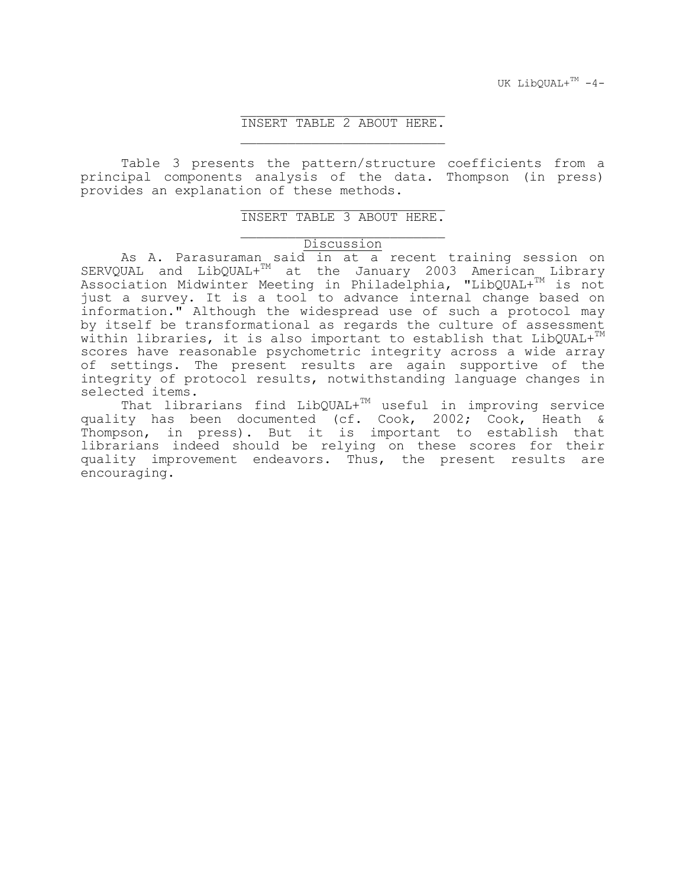INSERT TABLE 2 ABOUT HERE.

Table 3 presents the pattern/structure coefficients from a principal components analysis of the data. Thompson (in press) provides an explanation of these methods.

INSERT TABLE 3 ABOUT HERE.

## Discussion

As A. Parasuraman said in at a recent training session on SERVQUAL and LibQUAL+™ at the January 2003 American Library Association Midwinter Meeting in Philadelphia, "LibQUAL+™ is not just a survey. It is a tool to advance internal change based on information." Although the widespread use of such a protocol may by itself be transformational as regards the culture of assessment within libraries, it is also important to establish that LibQUAL+™ scores have reasonable psychometric integrity across a wide array of settings. The present results are again supportive of the integrity of protocol results, notwithstanding language changes in selected items.

That librarians find LibQUAL+™ useful in improving service quality has been documented (cf. Cook, 2002; Cook, Heath & Thompson, in press). But it is important to establish that librarians indeed should be relying on these scores for their quality improvement endeavors. Thus, the present results are encouraging.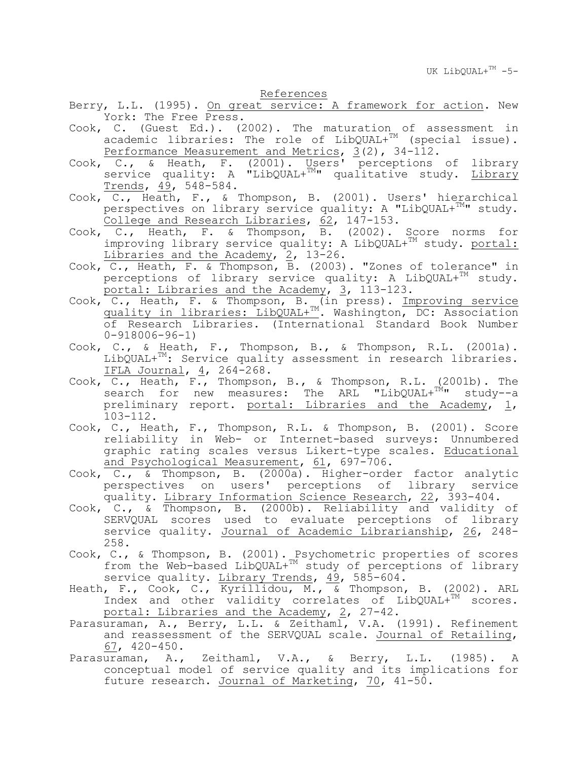## References

Berry, L.L. (1995). On great service: A framework for action. New York: The Free Press.

Cook, C. (Guest Ed.). (2002). The maturation of assessment in academic libraries: The role of LibQUAL+™ (special issue). Performance Measurement and Metrics, 3(2), 34-112.

Cook, C., & Heath, F. (2001). Users' perceptions of library service quality: A "LibQUAL+™" qualitative study. Library Trends, 49, 548-584.

Cook, C., Heath, F., & Thompson, B. (2001). Users' hierarchical perspectives on library service quality: A "LibQUAL+™" study. College and Research Libraries, 62, 147-153.

Cook, C., Heath, F. & Thompson, B. (2002). Score norms for improving library service quality: A LibQUAL+™ study. portal: Libraries and the Academy, 2, 13-26.

Cook, C., Heath, F. & Thompson, B. (2003). "Zones of tolerance" in perceptions of library service quality: A LibQUAL+™ study. portal: Libraries and the Academy, 3, 113-123.

Cook, C., Heath, F. & Thompson, B. (in press). Improving service quality in libraries: LibQUAL+™. Washington, DC: Association of Research Libraries. (International Standard Book Number 0-918006-96-1)

Cook, C., & Heath, F., Thompson, B., & Thompson, R.L. (2001a). LibQUAL+™: Service quality assessment in research libraries. IFLA Journal, 4, 264-268.

Cook, C., Heath, F., Thompson, B., & Thompson, R.L. (2001b). The search for new measures: The ARL "LibQUAL+™" study--a preliminary report. portal: Libraries and the Academy, 1, 103-112.

Cook, C., Heath, F., Thompson, R.L. & Thompson, B. (2001). Score reliability in Web- or Internet-based surveys: Unnumbered graphic rating scales versus Likert-type scales. Educational and Psychological Measurement, 61, 697-706.

Cook, C., & Thompson, B. (2000a). Higher-order factor analytic perspectives on users' perceptions of library service quality. Library Information Science Research, 22, 393-404.

Cook, C., & Thompson, B. (2000b). Reliability and validity of SERVQUAL scores used to evaluate perceptions of library service quality. Journal of Academic Librarianship, 26, 248-258.

Cook, C., & Thompson, B. (2001). Psychometric properties of scores from the Web-based LibQUAL+™ study of perceptions of library service quality. Library Trends, 49, 585-604.

Heath, F., Cook, C., Kyrillidou, M., & Thompson, B. (2002). ARL Index and other validity correlates of LibQUAL+™ scores. portal: Libraries and the Academy, 2, 27-42.

Parasuraman, A., Berry, L.L. & Zeithaml, V.A. (1991). Refinement and reassessment of the SERVQUAL scale. Journal of Retailing, 67, 420-450.

Parasuraman, A., Zeithaml, V.A., & Berry, L.L. (1985). A conceptual model of service quality and its implications for future research. Journal of Marketing, 70, 41-50.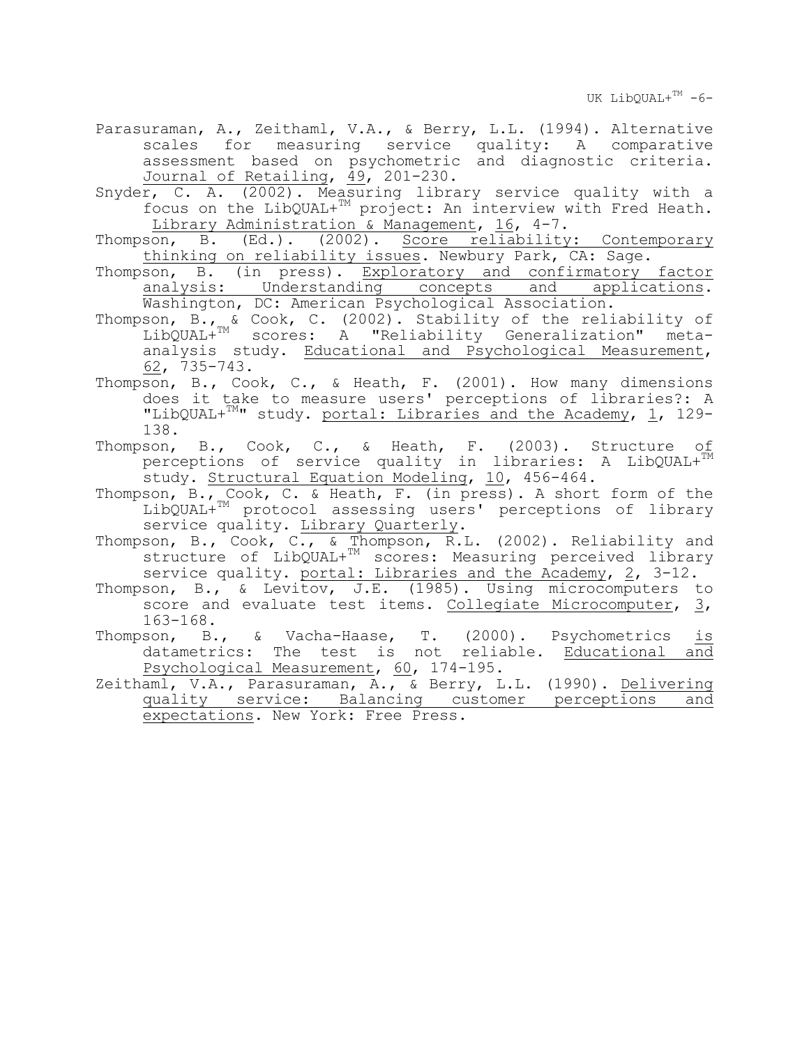Parasuraman, A., Zeithaml, V.A., & Berry, L.L. (1994). Alternative scales for measuring service quality: A comparative assessment based on psychometric and diagnostic criteria. Journal of Retailing, 49, 201-230.

Snyder, C. A. (2002). Measuring library service quality with a focus on the LibQUAL+™ project: An interview with Fred Heath. Library Administration & Management, 16, 4-7.

Thompson, B. (Ed.). (2002). Score reliability: Contemporary thinking on reliability issues. Newbury Park, CA: Sage.

Thompson, B. (in press). Exploratory and confirmatory factor analysis: Understanding concepts and applications. Washington, DC: American Psychological Association.

Thompson, B., & Cook, C. (2002). Stability of the reliability of LibQUAL+™ scores: A "Reliability Generalization" meta-analysis study. Educational and Psychological Measurement, 62, 735-743.

Thompson, B., Cook, C., & Heath, F. (2001). How many dimensions does it take to measure users' perceptions of libraries?: A "LibQUAL+™" study. portal: Libraries and the Academy, 1, 129-138.

Thompson, B., Cook, C., & Heath, F. (2003). Structure of perceptions of service quality in libraries: A LibQUAL+™ study. Structural Equation Modeling, 10, 456-464.

Thompson, B., Cook, C. & Heath, F. (in press). A short form of the LibQUAL+™ protocol assessing users' perceptions of library service quality. Library Quarterly.

Thompson, B., Cook, C., & Thompson, R.L. (2002). Reliability and structure of LibQUAL+™ scores: Measuring perceived library service quality. portal: Libraries and the Academy, 2, 3-12.

Thompson, B., & Levitov, J.E. (1985). Using microcomputers to score and evaluate test items. Collegiate Microcomputer, 3, 163-168.

Thompson, B., & Vacha-Haase, T. (2000). Psychometrics is datametrics: The test is not reliable. Educational and Psychological Measurement, 60, 174-195.

Zeithaml, V.A., Parasuraman, A., & Berry, L.L. (1990). Delivering quality service: Balancing customer perceptions and expectations. New York: Free Press.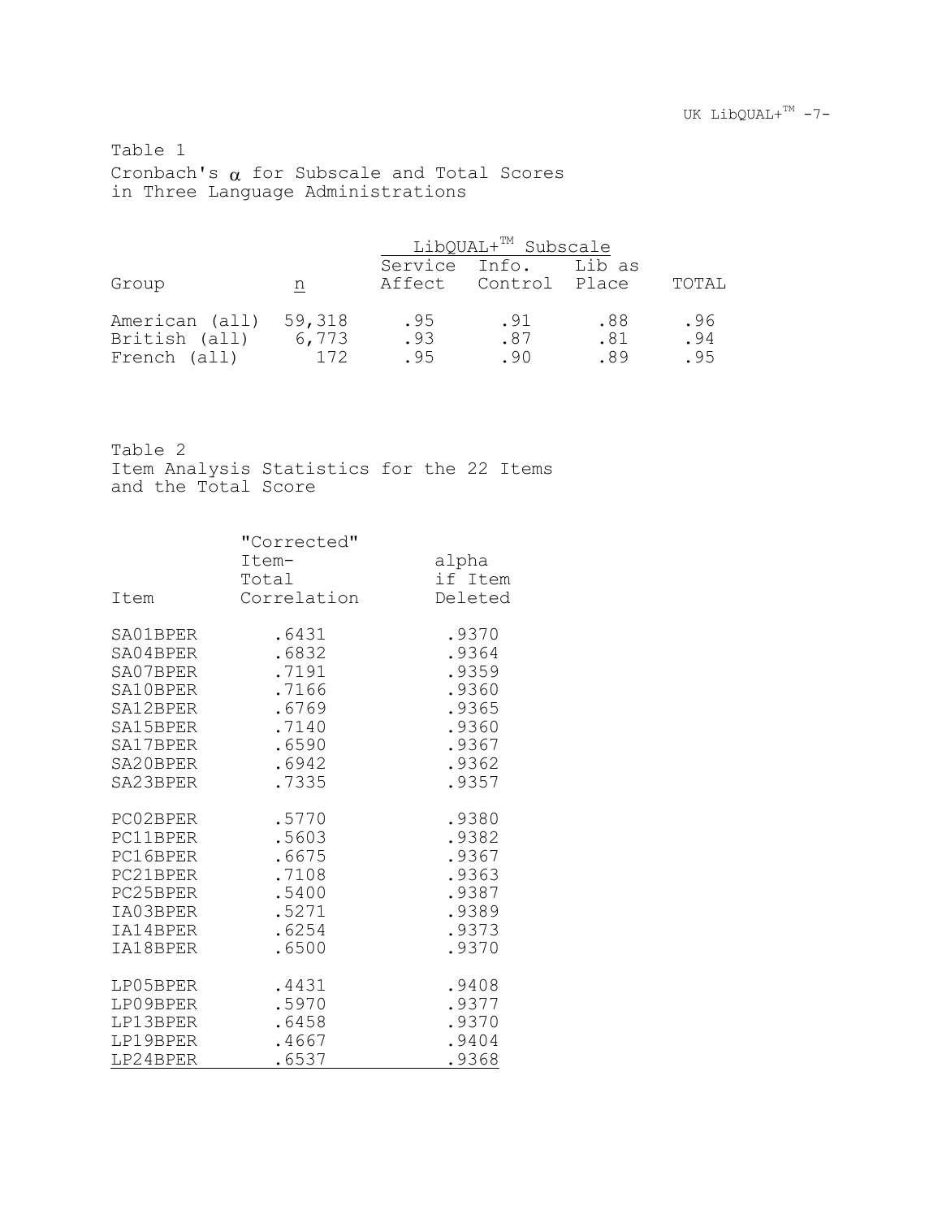Table 1
Cronbach's $\alpha$ for Subscale and Total Scores in Three Language Administrations

| | | LibQUAL+™ Subscale | | | |
|---|---|---|---|---|---|
| Group | n | Service Affect | Info. Control | Lib as Place | TOTAL |
| American (all) | 59,318 | .95 | .91 | .88 | .96 |
| British (all) | 6,773 | .93 | .87 | .81 | .94 |
| French (all) | 172 | .95 | .90 | .89 | .95 |

Table 2
Item Analysis Statistics for the 22 Items and the Total Score

| Item | "Corrected" Item-Total Correlation | alpha if Item Deleted |
|---|---|---|
| SA01BPER | .6431 | .9370 |
| SA04BPER | .6832 | .9364 |
| SA07BPER | .7191 | .9359 |
| SA10BPER | .7166 | .9360 |
| SA12BPER | .6769 | .9365 |
| SA15BPER | .7140 | .9360 |
| SA17BPER | .6590 | .9367 |
| SA20BPER | .6942 | .9362 |
| SA23BPER | .7335 | .9357 |
| PC02BPER | .5770 | .9380 |
| PC11BPER | .5603 | .9382 |
| PC16BPER | .6675 | .9367 |
| PC21BPER | .7108 | .9363 |
| PC25BPER | .5400 | .9387 |
| IA03BPER | .5271 | .9389 |
| IA14BPER | .6254 | .9373 |
| IA18BPER | .6500 | .9370 |
| LP05BPER | .4431 | .9408 |
| LP09BPER | .5970 | .9377 |
| LP13BPER | .6458 | .9370 |
| LP19BPER | .4667 | .9404 |
| LP24BPER | .6537 | .9368 |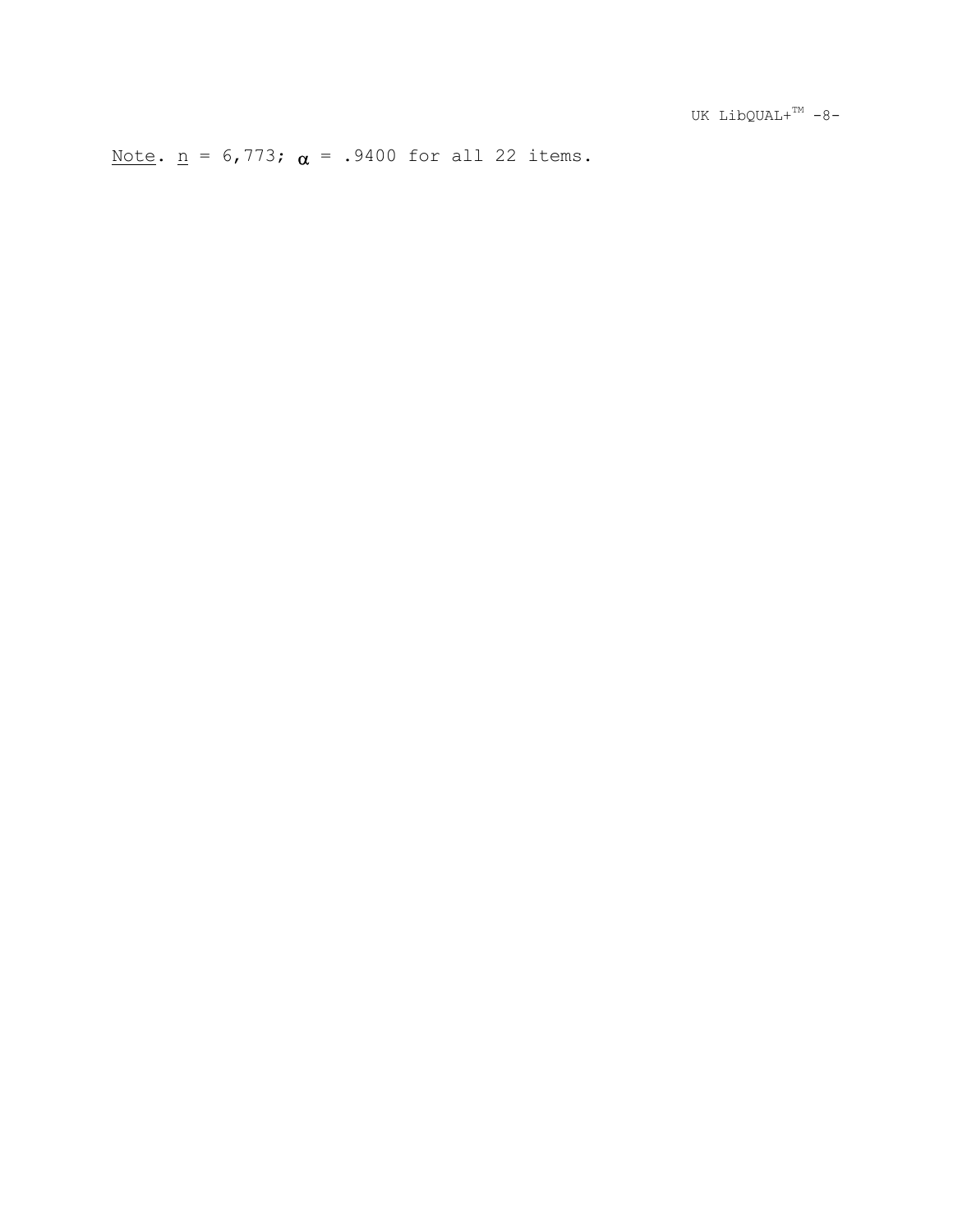_Note_. _n_ = 6,773; $\alpha$ = .9400 for all 22 items.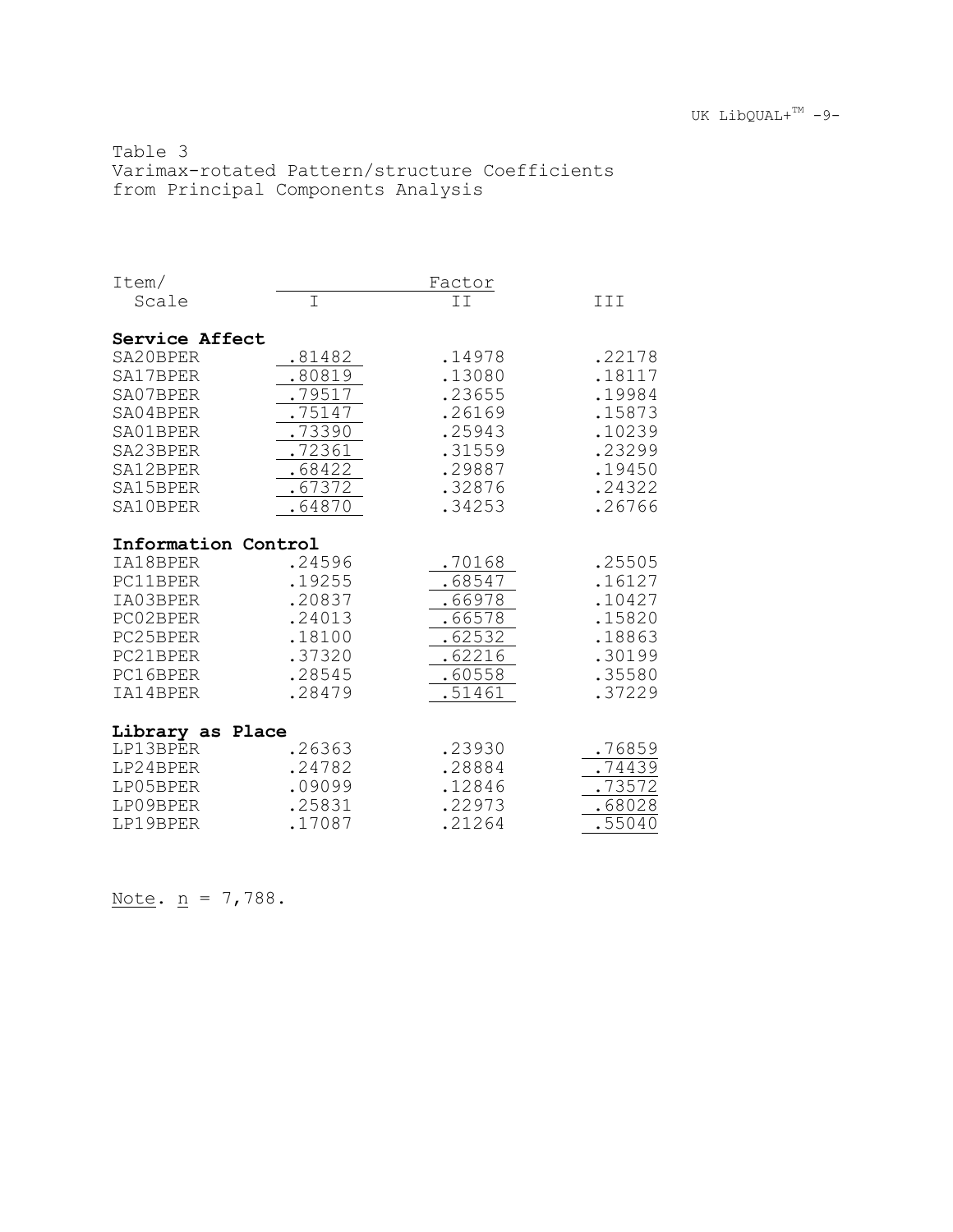Table 3
Varimax-rotated Pattern/structure Coefficients
from Principal Components Analysis

| Item/ Scale | Factor I | II | III |
|---|---|---|---|
| **Service Affect** | | | |
| SA20BPER | .81482 | .14978 | .22178 |
| SA17BPER | .80819 | .13080 | .18117 |
| SA07BPER | .79517 | .23655 | .19984 |
| SA04BPER | .75147 | .26169 | .15873 |
| SA01BPER | .73390 | .25943 | .10239 |
| SA23BPER | .72361 | .31559 | .23299 |
| SA12BPER | .68422 | .29887 | .19450 |
| SA15BPER | .67372 | .32876 | .24322 |
| SA10BPER | .64870 | .34253 | .26766 |
| **Information Control** | | | |
| IA18BPER | .24596 | .70168 | .25505 |
| PC11BPER | .19255 | .68547 | .16127 |
| IA03BPER | .20837 | .66978 | .10427 |
| PC02BPER | .24013 | .66578 | .15820 |
| PC25BPER | .18100 | .62532 | .18863 |
| PC21BPER | .37320 | .62216 | .30199 |
| PC16BPER | .28545 | .60558 | .35580 |
| IA14BPER | .28479 | .51461 | .37229 |
| **Library as Place** | | | |
| LP13BPER | .26363 | .23930 | .76859 |
| LP24BPER | .24782 | .28884 | .74439 |
| LP05BPER | .09099 | .12846 | .73572 |
| LP09BPER | .25831 | .22973 | .68028 |
| LP19BPER | .17087 | .21264 | .55040 |

Note. *n* = 7,788.